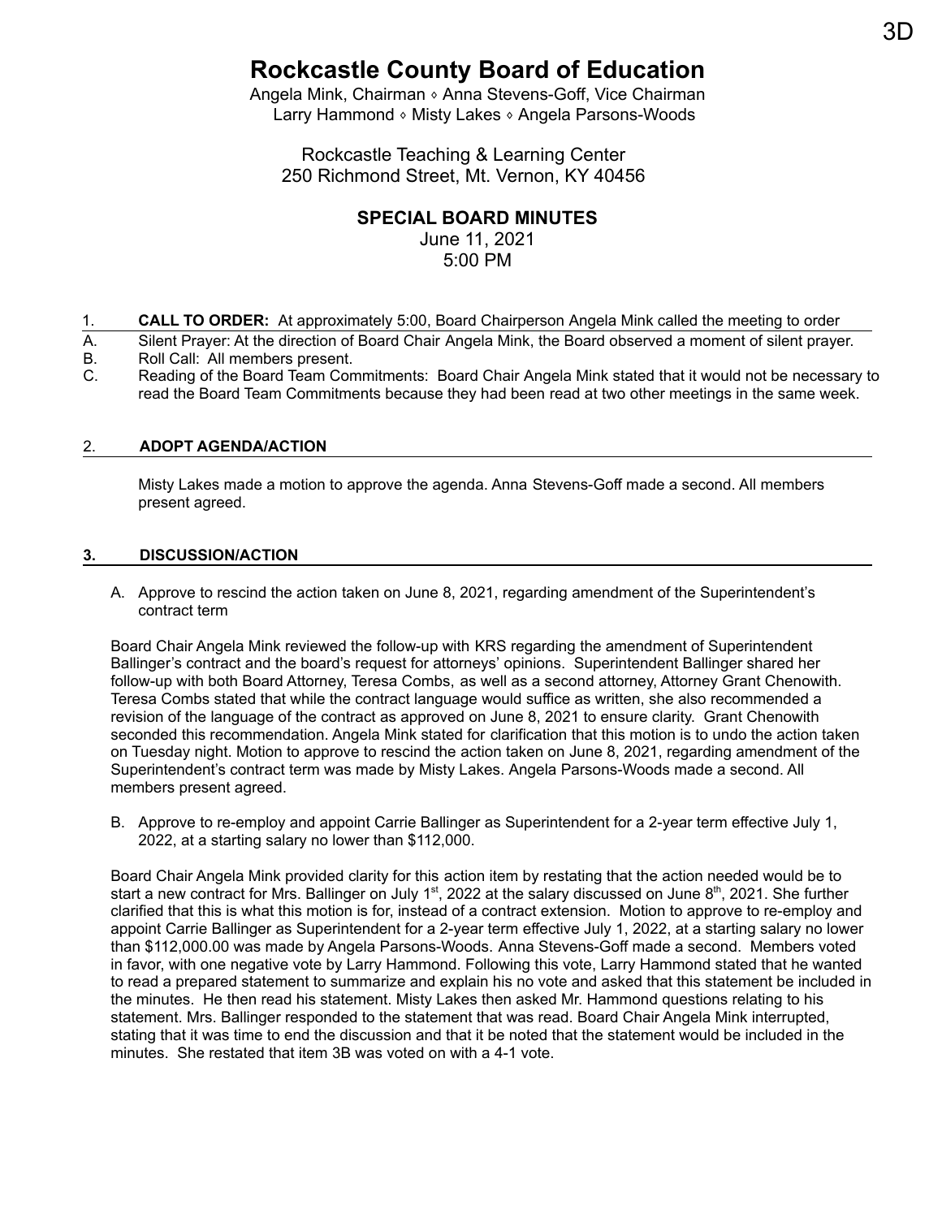# Rockcastle County Board of Education

Angela Mink, Chairman ◊ Anna Stevens-Goff, Vice Chairman
Larry Hammond ◊ Misty Lakes ◊ Angela Parsons-Woods

Rockcastle Teaching & Learning Center
250 Richmond Street, Mt. Vernon, KY 40456

## SPECIAL BOARD MINUTES

June 11, 2021
5:00 PM

1. **CALL TO ORDER:** At approximately 5:00, Board Chairperson Angela Mink called the meeting to order

A. Silent Prayer: At the direction of Board Chair Angela Mink, the Board observed a moment of silent prayer.

B. Roll Call: All members present.

C. Reading of the Board Team Commitments: Board Chair Angela Mink stated that it would not be necessary to read the Board Team Commitments because they had been read at two other meetings in the same week.

2. **ADOPT AGENDA/ACTION**

Misty Lakes made a motion to approve the agenda. Anna Stevens-Goff made a second. All members present agreed.

3. **DISCUSSION/ACTION**

A. Approve to rescind the action taken on June 8, 2021, regarding amendment of the Superintendent's contract term

Board Chair Angela Mink reviewed the follow-up with KRS regarding the amendment of Superintendent Ballinger's contract and the board's request for attorneys' opinions. Superintendent Ballinger shared her follow-up with both Board Attorney, Teresa Combs, as well as a second attorney, Attorney Grant Chenowith. Teresa Combs stated that while the contract language would suffice as written, she also recommended a revision of the language of the contract as approved on June 8, 2021 to ensure clarity. Grant Chenowith seconded this recommendation. Angela Mink stated for clarification that this motion is to undo the action taken on Tuesday night. Motion to approve to rescind the action taken on June 8, 2021, regarding amendment of the Superintendent's contract term was made by Misty Lakes. Angela Parsons-Woods made a second. All members present agreed.

B. Approve to re-employ and appoint Carrie Ballinger as Superintendent for a 2-year term effective July 1, 2022, at a starting salary no lower than $112,000.

Board Chair Angela Mink provided clarity for this action item by restating that the action needed would be to start a new contract for Mrs. Ballinger on July 1st, 2022 at the salary discussed on June 8th, 2021. She further clarified that this is what this motion is for, instead of a contract extension. Motion to approve to re-employ and appoint Carrie Ballinger as Superintendent for a 2-year term effective July 1, 2022, at a starting salary no lower than $112,000.00 was made by Angela Parsons-Woods. Anna Stevens-Goff made a second. Members voted in favor, with one negative vote by Larry Hammond. Following this vote, Larry Hammond stated that he wanted to read a prepared statement to summarize and explain his no vote and asked that this statement be included in the minutes. He then read his statement. Misty Lakes then asked Mr. Hammond questions relating to his statement. Mrs. Ballinger responded to the statement that was read. Board Chair Angela Mink interrupted, stating that it was time to end the discussion and that it be noted that the statement would be included in the minutes. She restated that item 3B was voted on with a 4-1 vote.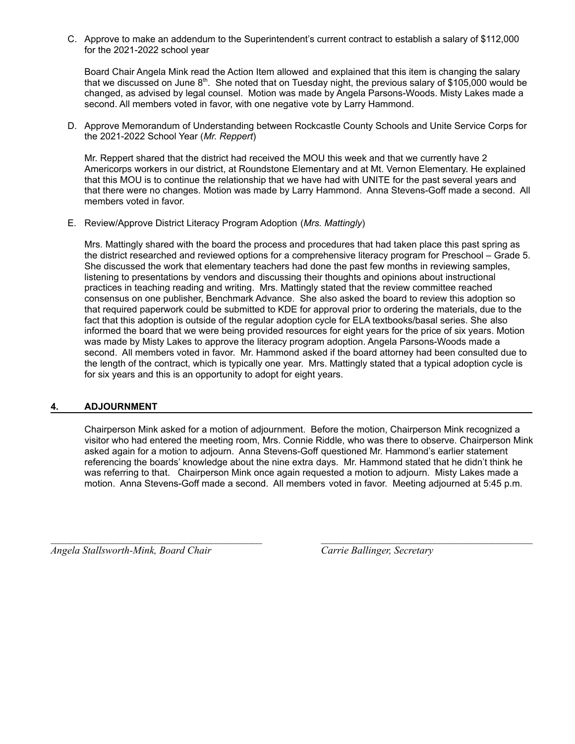C. Approve to make an addendum to the Superintendent's current contract to establish a salary of $112,000 for the 2021-2022 school year

Board Chair Angela Mink read the Action Item allowed and explained that this item is changing the salary that we discussed on June 8th. She noted that on Tuesday night, the previous salary of $105,000 would be changed, as advised by legal counsel. Motion was made by Angela Parsons-Woods. Misty Lakes made a second. All members voted in favor, with one negative vote by Larry Hammond.

D. Approve Memorandum of Understanding between Rockcastle County Schools and Unite Service Corps for the 2021-2022 School Year (*Mr. Reppert*)

Mr. Reppert shared that the district had received the MOU this week and that we currently have 2 Americorps workers in our district, at Roundstone Elementary and at Mt. Vernon Elementary. He explained that this MOU is to continue the relationship that we have had with UNITE for the past several years and that there were no changes. Motion was made by Larry Hammond. Anna Stevens-Goff made a second. All members voted in favor.

E. Review/Approve District Literacy Program Adoption (*Mrs. Mattingly*)

Mrs. Mattingly shared with the board the process and procedures that had taken place this past spring as the district researched and reviewed options for a comprehensive literacy program for Preschool – Grade 5. She discussed the work that elementary teachers had done the past few months in reviewing samples, listening to presentations by vendors and discussing their thoughts and opinions about instructional practices in teaching reading and writing. Mrs. Mattingly stated that the review committee reached consensus on one publisher, Benchmark Advance. She also asked the board to review this adoption so that required paperwork could be submitted to KDE for approval prior to ordering the materials, due to the fact that this adoption is outside of the regular adoption cycle for ELA textbooks/basal series. She also informed the board that we were being provided resources for eight years for the price of six years. Motion was made by Misty Lakes to approve the literacy program adoption. Angela Parsons-Woods made a second. All members voted in favor. Mr. Hammond asked if the board attorney had been consulted due to the length of the contract, which is typically one year. Mrs. Mattingly stated that a typical adoption cycle is for six years and this is an opportunity to adopt for eight years.

## 4. ADJOURNMENT

Chairperson Mink asked for a motion of adjournment. Before the motion, Chairperson Mink recognized a visitor who had entered the meeting room, Mrs. Connie Riddle, who was there to observe. Chairperson Mink asked again for a motion to adjourn. Anna Stevens-Goff questioned Mr. Hammond's earlier statement referencing the boards' knowledge about the nine extra days. Mr. Hammond stated that he didn't think he was referring to that. Chairperson Mink once again requested a motion to adjourn. Misty Lakes made a motion. Anna Stevens-Goff made a second. All members voted in favor. Meeting adjourned at 5:45 p.m.

\_\_\_\_\_\_\_\_\_\_\_\_\_\_\_\_\_\_\_\_\_\_\_\_\_\_\_\_\_\_\_\_\_\_\_\_\_\_\_\_
*Angela Stallsworth-Mink, Board Chair*

\_\_\_\_\_\_\_\_\_\_\_\_\_\_\_\_\_\_\_\_\_\_\_\_\_\_\_\_\_\_\_\_\_\_\_\_\_\_\_\_
*Carrie Ballinger, Secretary*